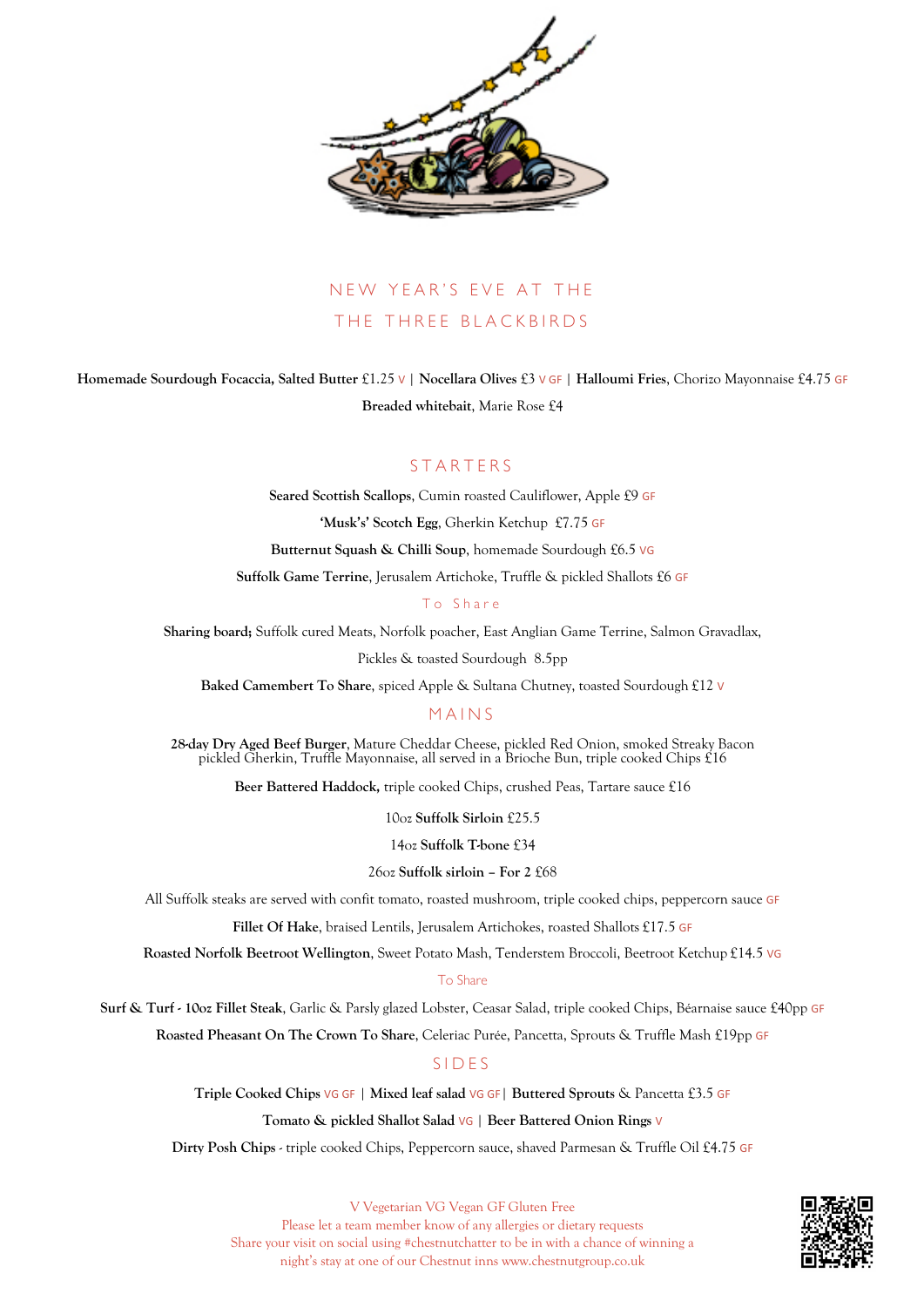# NEW YEAR'S EVE AT THE THE THREE BLACKBIRDS

**Homemade Sourdough Focaccia, Salted Butter** £1.25 V | **Nocellara Olives** £3 V GF | **Halloumi Fries**, Chorizo Mayonnaise £4.75 GF

**Breaded whitebait**, Marie Rose £4

## STARTERS

**Seared Scottish Scallops**, Cumin roasted Cauliflower, Apple £9 GF

**'Musk's' Scotch Egg**, Gherkin Ketchup £7.75 GF

**Butternut Squash & Chilli Soup**, homemade Sourdough £6.5 VG

**Suffolk Game Terrine**, Jerusalem Artichoke, Truffle & pickled Shallots £6 GF

### To Share

**Sharing board;** Suffolk cured Meats, Norfolk poacher, East Anglian Game Terrine, Salmon Gravadlax, Pickles & toasted Sourdough 8.5pp

**Baked Camembert To Share**, spiced Apple & Sultana Chutney, toasted Sourdough £12 V

## MAINS

**28-day Dry Aged Beef Burger**, Mature Cheddar Cheese, pickled Red Onion, smoked Streaky Bacon pickled Gherkin, Truffle Mayonnaise, all served in a Brioche Bun, triple cooked Chips £16

**Beer Battered Haddock,** triple cooked Chips, crushed Peas, Tartare sauce £16

10oz **Suffolk Sirloin** £25.5

14oz **Suffolk T-bone** £34

26oz **Suffolk sirloin – For 2** £68

All Suffolk steaks are served with confit tomato, roasted mushroom, triple cooked chips, peppercorn sauce GF

**Fillet Of Hake**, braised Lentils, Jerusalem Artichokes, roasted Shallots £17.5 GF

**Roasted Norfolk Beetroot Wellington**, Sweet Potato Mash, Tenderstem Broccoli, Beetroot Ketchup £14.5 VG

### To Share

**Surf & Turf - 10oz Fillet Steak**, Garlic & Parsly glazed Lobster, Ceasar Salad, triple cooked Chips, Béarnaise sauce £40pp GF

**Roasted Pheasant On The Crown To Share**, Celeriac Purée, Pancetta, Sprouts & Truffle Mash £19pp GF

## SIDES

**Triple Cooked Chips** VG GF | **Mixed leaf salad** VG GF | **Buttered Sprouts** & Pancetta £3.5 GF

**Tomato & pickled Shallot Salad** VG | **Beer Battered Onion Rings** V

**Dirty Posh Chips** - triple cooked Chips, Peppercorn sauce, shaved Parmesan & Truffle Oil £4.75 GF

V Vegetarian VG Vegan GF Gluten Free
Please let a team member know of any allergies or dietary requests
Share your visit on social using #chestnutchatter to be in with a chance of winning a night's stay at one of our Chestnut inns www.chestnutgroup.co.uk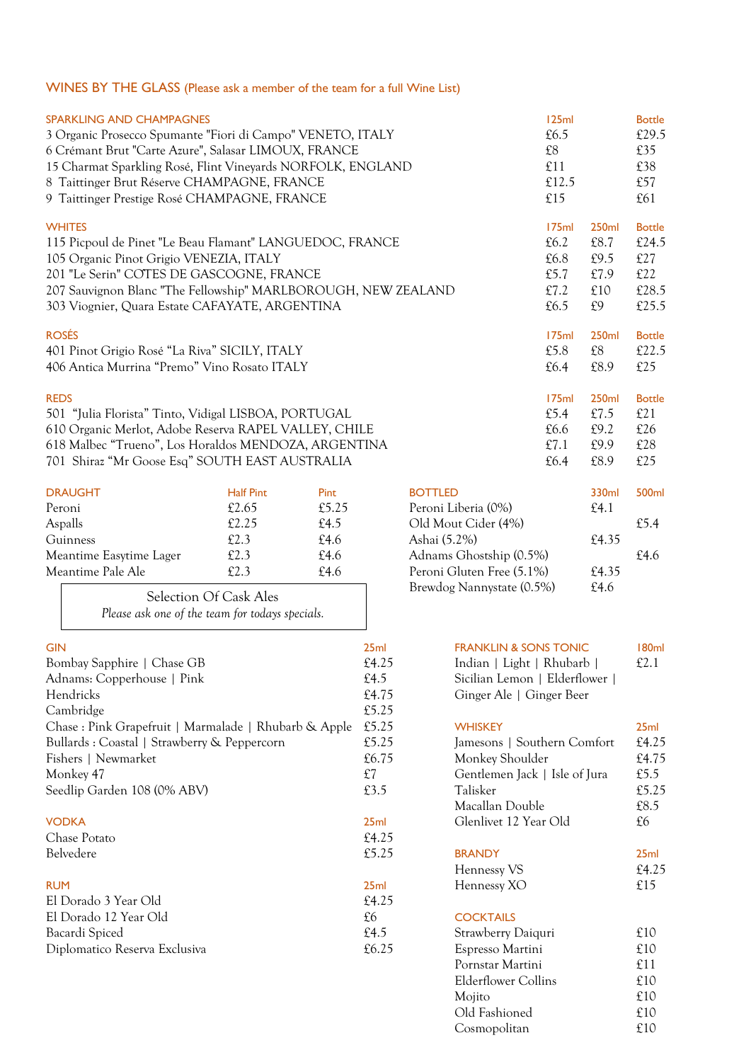## WINES BY THE GLASS (Please ask a member of the team for a full Wine List)

| SPARKLING AND CHAMPAGNES | 125ml | Bottle |
|---|---|---|
| 3 Organic Prosecco Spumante "Fiori di Campo" VENETO, ITALY | £6.5 | £29.5 |
| 6 Crémant Brut "Carte Azure", Salasar LIMOUX, FRANCE | £8 | £35 |
| 15 Charmat Sparkling Rosé, Flint Vineyards NORFOLK, ENGLAND | £11 | £38 |
| 8 Taittinger Brut Réserve CHAMPAGNE, FRANCE | £12.5 | £57 |
| 9 Taittinger Prestige Rosé CHAMPAGNE, FRANCE | £15 | £61 |

| WHITES | 175ml | 250ml | Bottle |
|---|---|---|---|
| 115 Picpoul de Pinet "Le Beau Flamant" LANGUEDOC, FRANCE | £6.2 | £8.7 | £24.5 |
| 105 Organic Pinot Grigio VENEZIA, ITALY | £6.8 | £9.5 | £27 |
| 201 "Le Serin" CÔTES DE GASCOGNE, FRANCE | £5.7 | £7.9 | £22 |
| 207 Sauvignon Blanc "The Fellowship" MARLBOROUGH, NEW ZEALAND | £7.2 | £10 | £28.5 |
| 303 Viognier, Quara Estate CAFAYATE, ARGENTINA | £6.5 | £9 | £25.5 |

| ROSÉS | 175ml | 250ml | Bottle |
|---|---|---|---|
| 401 Pinot Grigio Rosé "La Riva" SICILY, ITALY | £5.8 | £8 | £22.5 |
| 406 Antica Murrina "Premo" Vino Rosato ITALY | £6.4 | £8.9 | £25 |

| REDS | 175ml | 250ml | Bottle |
|---|---|---|---|
| 501 "Julia Florista" Tinto, Vidigal LISBOA, PORTUGAL | £5.4 | £7.5 | £21 |
| 610 Organic Merlot, Adobe Reserva RAPEL VALLEY, CHILE | £6.6 | £9.2 | £26 |
| 618 Malbec "Trueno", Los Horaldos MENDOZA, ARGENTINA | £7.1 | £9.9 | £28 |
| 701 Shiraz "Mr Goose Esq" SOUTH EAST AUSTRALIA | £6.4 | £8.9 | £25 |

| DRAUGHT | Half Pint | Pint |
|---|---|---|
| Peroni | £2.65 | £5.25 |
| Aspalls | £2.25 | £4.5 |
| Guinness | £2.3 | £4.6 |
| Meantime Easytime Lager | £2.3 | £4.6 |
| Meantime Pale Ale | £2.3 | £4.6 |

Selection Of Cask Ales
*Please ask one of the team for todays specials.*

| BOTTLED | 330ml | 500ml |
|---|---|---|
| Peroni Liberia (0%) | £4.1 | |
| Old Mout Cider (4%) | | £5.4 |
| Ashai (5.2%) | £4.35 | |
| Adnams Ghostship (0.5%) | | £4.6 |
| Peroni Gluten Free (5.1%) | £4.35 | |
| Brewdog Nannystate (0.5%) | £4.6 | |

| GIN | 25ml |
|---|---|
| Bombay Sapphire \| Chase GB | £4.25 |
| Adnams: Copperhouse \| Pink | £4.5 |
| Hendricks | £4.75 |
| Cambridge | £5.25 |
| Chase : Pink Grapefruit \| Marmalade \| Rhubarb & Apple | £5.25 |
| Bullards : Coastal \| Strawberry & Peppercorn | £5.25 |
| Fishers \| Newmarket | £6.75 |
| Monkey 47 | £7 |
| Seedlip Garden 108 (0% ABV) | £3.5 |

| VODKA | 25ml |
|---|---|
| Chase Potato | £4.25 |
| Belvedere | £5.25 |

| RUM | 25ml |
|---|---|
| El Dorado 3 Year Old | £4.25 |
| El Dorado 12 Year Old | £6 |
| Bacardi Spiced | £4.5 |
| Diplomatico Reserva Exclusiva | £6.25 |

| FRANKLIN & SONS TONIC | 180ml |
|---|---|
| Indian \| Light \| Rhubarb \| Sicilian Lemon \| Elderflower \| Ginger Ale \| Ginger Beer | £2.1 |

| WHISKEY | 25ml |
|---|---|
| Jamesons \| Southern Comfort | £4.25 |
| Monkey Shoulder | £4.75 |
| Gentlemen Jack \| Isle of Jura | £5.5 |
| Talisker | £5.25 |
| Macallan Double | £8.5 |
| Glenlivet 12 Year Old | £6 |

| BRANDY | 25ml |
|---|---|
| Hennessy VS | £4.25 |
| Hennessy XO | £15 |

| COCKTAILS | |
|---|---|
| Strawberry Daiquri | £10 |
| Espresso Martini | £10 |
| Pornstar Martini | £11 |
| Elderflower Collins | £10 |
| Mojito | £10 |
| Old Fashioned | £10 |
| Cosmopolitan | £10 |